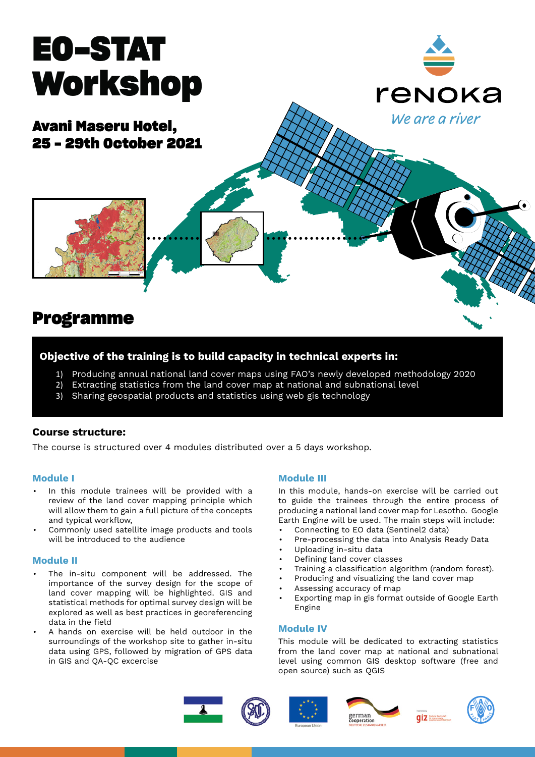# EO-STAT Workshop

## Avani Maseru Hotel, 25 - 29th October 2021

renoka

*We are a river*

## Programme

**Objective of the training is to build capacity in technical experts in:**

1) Producing annual national land cover maps using FAO's newly developed methodology 2020
2) Extracting statistics from the land cover map at national and subnational level
3) Sharing geospatial products and statistics using web gis technology

### Course structure:

The course is structured over 4 modules distributed over a 5 days workshop.

#### Module I

- In this module trainees will be provided with a review of the land cover mapping principle which will allow them to gain a full picture of the concepts and typical workflow,
- Commonly used satellite image products and tools will be introduced to the audience

#### Module II

- The in-situ component will be addressed. The importance of the survey design for the scope of land cover mapping will be highlighted. GIS and statistical methods for optimal survey design will be explored as well as best practices in georeferencing data in the field
- A hands on exercise will be held outdoor in the surroundings of the workshop site to gather in-situ data using GPS, followed by migration of GPS data in GIS and QA-QC excercise

#### Module III

In this module, hands-on exercise will be carried out to guide the trainees through the entire process of producing a national land cover map for Lesotho. Google Earth Engine will be used. The main steps will include:

- Connecting to EO data (Sentinel2 data)
- Pre-processing the data into Analysis Ready Data
- Uploading in-situ data
- Defining land cover classes
- Training a classification algorithm (random forest).
- Producing and visualizing the land cover map
- Assessing accuracy of map
- Exporting map in gis format outside of Google Earth Engine

#### Module IV

This module will be dedicated to extracting statistics from the land cover map at national and subnational level using common GIS desktop software (free and open source) such as QGIS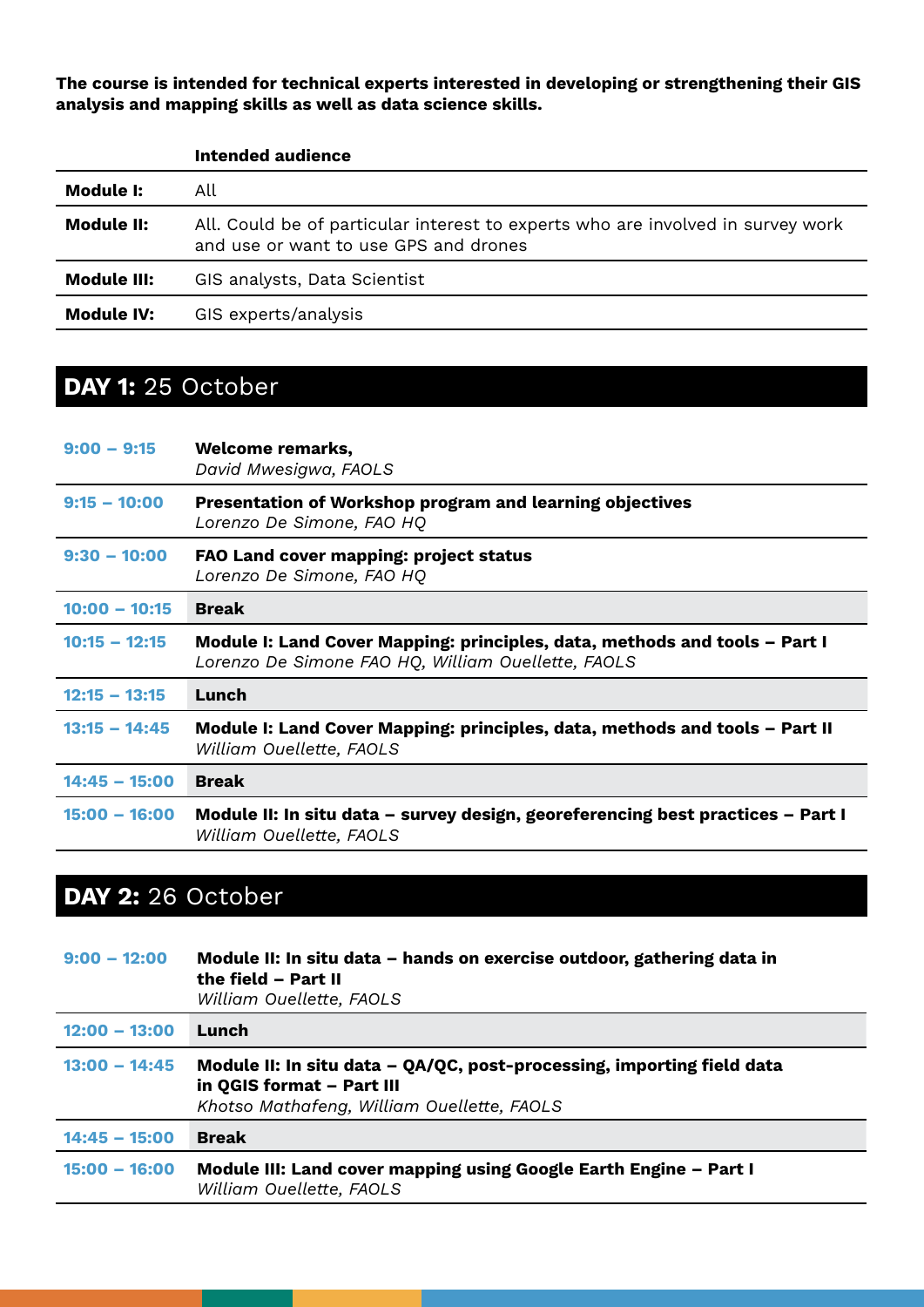**The course is intended for technical experts interested in developing or strengthening their GIS analysis and mapping skills as well as data science skills.**

| | **Intended audience** |
|---|---|
| **Module I:** | All |
| **Module II:** | All. Could be of particular interest to experts who are involved in survey work and use or want to use GPS and drones |
| **Module III:** | GIS analysts, Data Scientist |
| **Module IV:** | GIS experts/analysis |

## **DAY 1:** 25 October

| | |
|---|---|
| **9:00 – 9:15** | **Welcome remarks,**<br>*David Mwesigwa, FAOLS* |
| **9:15 – 10:00** | **Presentation of Workshop program and learning objectives**<br>*Lorenzo De Simone, FAO HQ* |
| **9:30 – 10:00** | **FAO Land cover mapping: project status**<br>*Lorenzo De Simone, FAO HQ* |
| **10:00 – 10:15** | **Break** |
| **10:15 – 12:15** | **Module I: Land Cover Mapping: principles, data, methods and tools – Part I**<br>*Lorenzo De Simone FAO HQ, William Ouellette, FAOLS* |
| **12:15 – 13:15** | **Lunch** |
| **13:15 – 14:45** | **Module I: Land Cover Mapping: principles, data, methods and tools – Part II**<br>*William Ouellette, FAOLS* |
| **14:45 – 15:00** | **Break** |
| **15:00 – 16:00** | **Module II: In situ data – survey design, georeferencing best practices – Part I**<br>*William Ouellette, FAOLS* |

## **DAY 2:** 26 October

| | |
|---|---|
| **9:00 – 12:00** | **Module II: In situ data – hands on exercise outdoor, gathering data in the field – Part II**<br>*William Ouellette, FAOLS* |
| **12:00 – 13:00** | **Lunch** |
| **13:00 – 14:45** | **Module II: In situ data – QA/QC, post-processing, importing field data in QGIS format – Part III**<br>*Khotso Mathafeng, William Ouellette, FAOLS* |
| **14:45 – 15:00** | **Break** |
| **15:00 – 16:00** | **Module III: Land cover mapping using Google Earth Engine – Part I**<br>*William Ouellette, FAOLS* |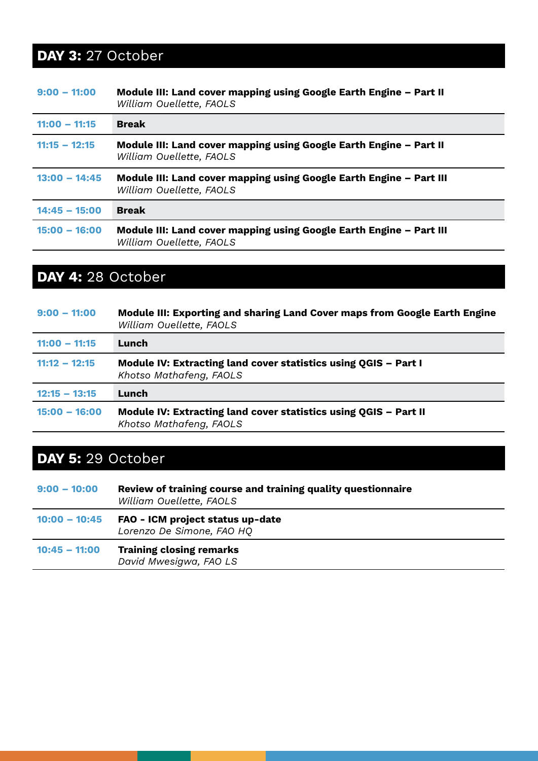## **DAY 3:** 27 October

| | |
|---|---|
| 9:00 – 11:00 | **Module III: Land cover mapping using Google Earth Engine – Part II**<br>*William Ouellette, FAOLS* |
| 11:00 – 11:15 | **Break** |
| 11:15 – 12:15 | **Module III: Land cover mapping using Google Earth Engine – Part II**<br>*William Ouellette, FAOLS* |
| 13:00 – 14:45 | **Module III: Land cover mapping using Google Earth Engine – Part III**<br>*William Ouellette, FAOLS* |
| 14:45 – 15:00 | **Break** |
| 15:00 – 16:00 | **Module III: Land cover mapping using Google Earth Engine – Part III**<br>*William Ouellette, FAOLS* |

## **DAY 4:** 28 October

| | |
|---|---|
| 9:00 – 11:00 | **Module III: Exporting and sharing Land Cover maps from Google Earth Engine**<br>*William Ouellette, FAOLS* |
| 11:00 – 11:15 | **Lunch** |
| 11:12 – 12:15 | **Module IV: Extracting land cover statistics using QGIS – Part I**<br>*Khotso Mathafeng, FAOLS* |
| 12:15 – 13:15 | **Lunch** |
| 15:00 – 16:00 | **Module IV: Extracting land cover statistics using QGIS – Part II**<br>*Khotso Mathafeng, FAOLS* |

## **DAY 5:** 29 October

| | |
|---|---|
| 9:00 – 10:00 | **Review of training course and training quality questionnaire**<br>*William Ouellette, FAOLS* |
| 10:00 – 10:45 | **FAO - ICM project status up-date**<br>*Lorenzo De Simone, FAO HQ* |
| 10:45 – 11:00 | **Training closing remarks**<br>*David Mwesigwa, FAO LS* |